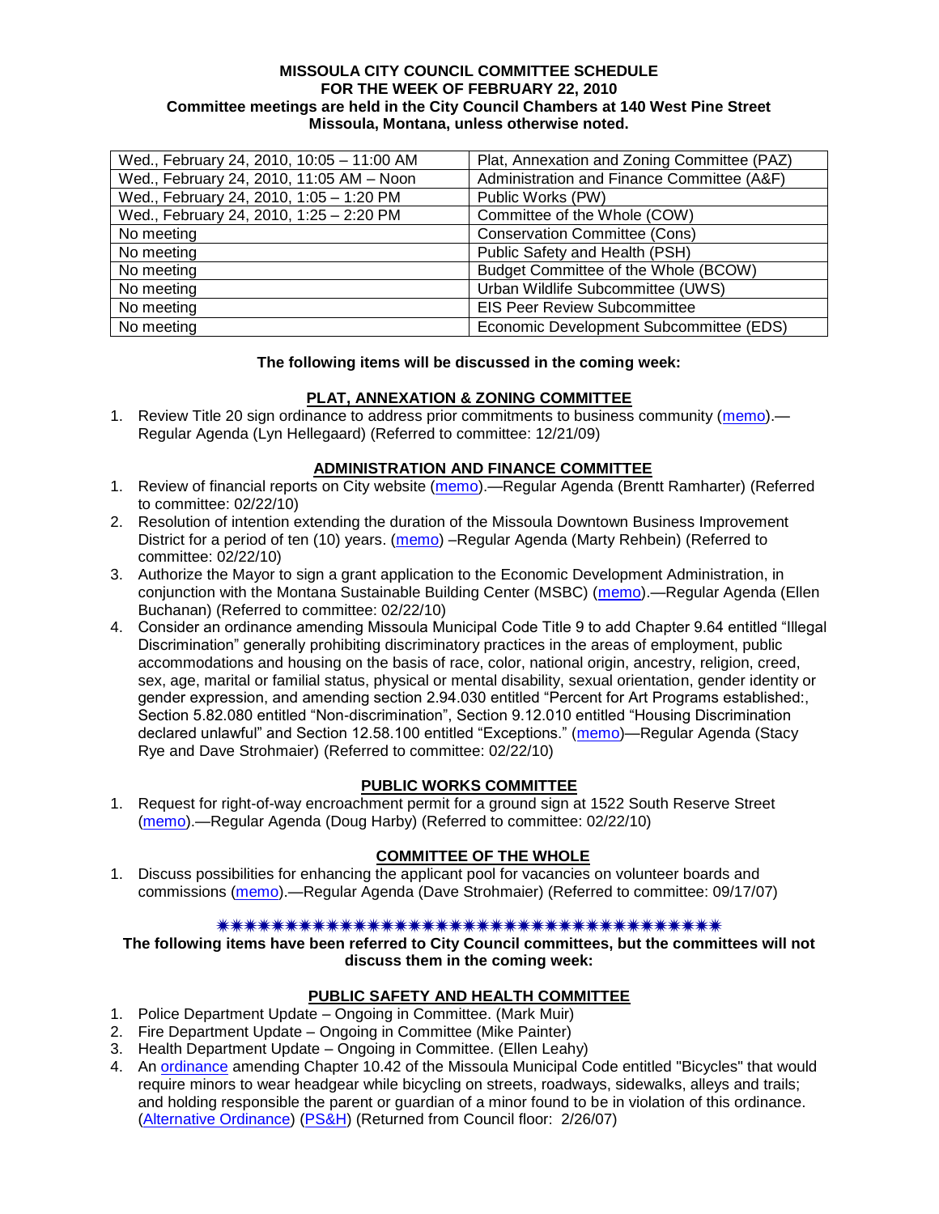**MISSOULA CITY COUNCIL COMMITTEE SCHEDULE**
**FOR THE WEEK OF FEBRUARY 22, 2010**
**Committee meetings are held in the City Council Chambers at 140 West Pine Street**
**Missoula, Montana, unless otherwise noted.**

| | |
|---|---|
| Wed., February 24, 2010, 10:05 – 11:00 AM | Plat, Annexation and Zoning Committee (PAZ) |
| Wed., February 24, 2010, 11:05 AM – Noon | Administration and Finance Committee (A&F) |
| Wed., February 24, 2010, 1:05 – 1:20 PM | Public Works (PW) |
| Wed., February 24, 2010, 1:25 – 2:20 PM | Committee of the Whole (COW) |
| No meeting | Conservation Committee (Cons) |
| No meeting | Public Safety and Health (PSH) |
| No meeting | Budget Committee of the Whole (BCOW) |
| No meeting | Urban Wildlife Subcommittee (UWS) |
| No meeting | EIS Peer Review Subcommittee |
| No meeting | Economic Development Subcommittee (EDS) |

**The following items will be discussed in the coming week:**

## PLAT, ANNEXATION & ZONING COMMITTEE

1. Review Title 20 sign ordinance to address prior commitments to business community (memo).—Regular Agenda (Lyn Hellegaard) (Referred to committee: 12/21/09)

## ADMINISTRATION AND FINANCE COMMITTEE

1. Review of financial reports on City website (memo).—Regular Agenda (Brentt Ramharter) (Referred to committee: 02/22/10)
2. Resolution of intention extending the duration of the Missoula Downtown Business Improvement District for a period of ten (10) years. (memo) –Regular Agenda (Marty Rehbein) (Referred to committee: 02/22/10)
3. Authorize the Mayor to sign a grant application to the Economic Development Administration, in conjunction with the Montana Sustainable Building Center (MSBC) (memo).—Regular Agenda (Ellen Buchanan) (Referred to committee: 02/22/10)
4. Consider an ordinance amending Missoula Municipal Code Title 9 to add Chapter 9.64 entitled "Illegal Discrimination" generally prohibiting discriminatory practices in the areas of employment, public accommodations and housing on the basis of race, color, national origin, ancestry, religion, creed, sex, age, marital or familial status, physical or mental disability, sexual orientation, gender identity or gender expression, and amending section 2.94.030 entitled "Percent for Art Programs established:, Section 5.82.080 entitled "Non-discrimination", Section 9.12.010 entitled "Housing Discrimination declared unlawful" and Section 12.58.100 entitled "Exceptions." (memo)—Regular Agenda (Stacy Rye and Dave Strohmaier) (Referred to committee: 02/22/10)

## PUBLIC WORKS COMMITTEE

1. Request for right-of-way encroachment permit for a ground sign at 1522 South Reserve Street (memo).—Regular Agenda (Doug Harby) (Referred to committee: 02/22/10)

## COMMITTEE OF THE WHOLE

1. Discuss possibilities for enhancing the applicant pool for vacancies on volunteer boards and commissions (memo).—Regular Agenda (Dave Strohmaier) (Referred to committee: 09/17/07)

\*\*\*\*\*\*\*\*\*\*\*\*\*\*\*\*\*\*\*\*\*\*\*\*\*\*\*\*\*\*\*\*\*\*\*\*\*\*\*\*\*

**The following items have been referred to City Council committees, but the committees will not discuss them in the coming week:**

## PUBLIC SAFETY AND HEALTH COMMITTEE

1. Police Department Update – Ongoing in Committee. (Mark Muir)
2. Fire Department Update – Ongoing in Committee (Mike Painter)
3. Health Department Update – Ongoing in Committee. (Ellen Leahy)
4. An ordinance amending Chapter 10.42 of the Missoula Municipal Code entitled "Bicycles" that would require minors to wear headgear while bicycling on streets, roadways, sidewalks, alleys and trails; and holding responsible the parent or guardian of a minor found to be in violation of this ordinance. (Alternative Ordinance) (PS&H) (Returned from Council floor: 2/26/07)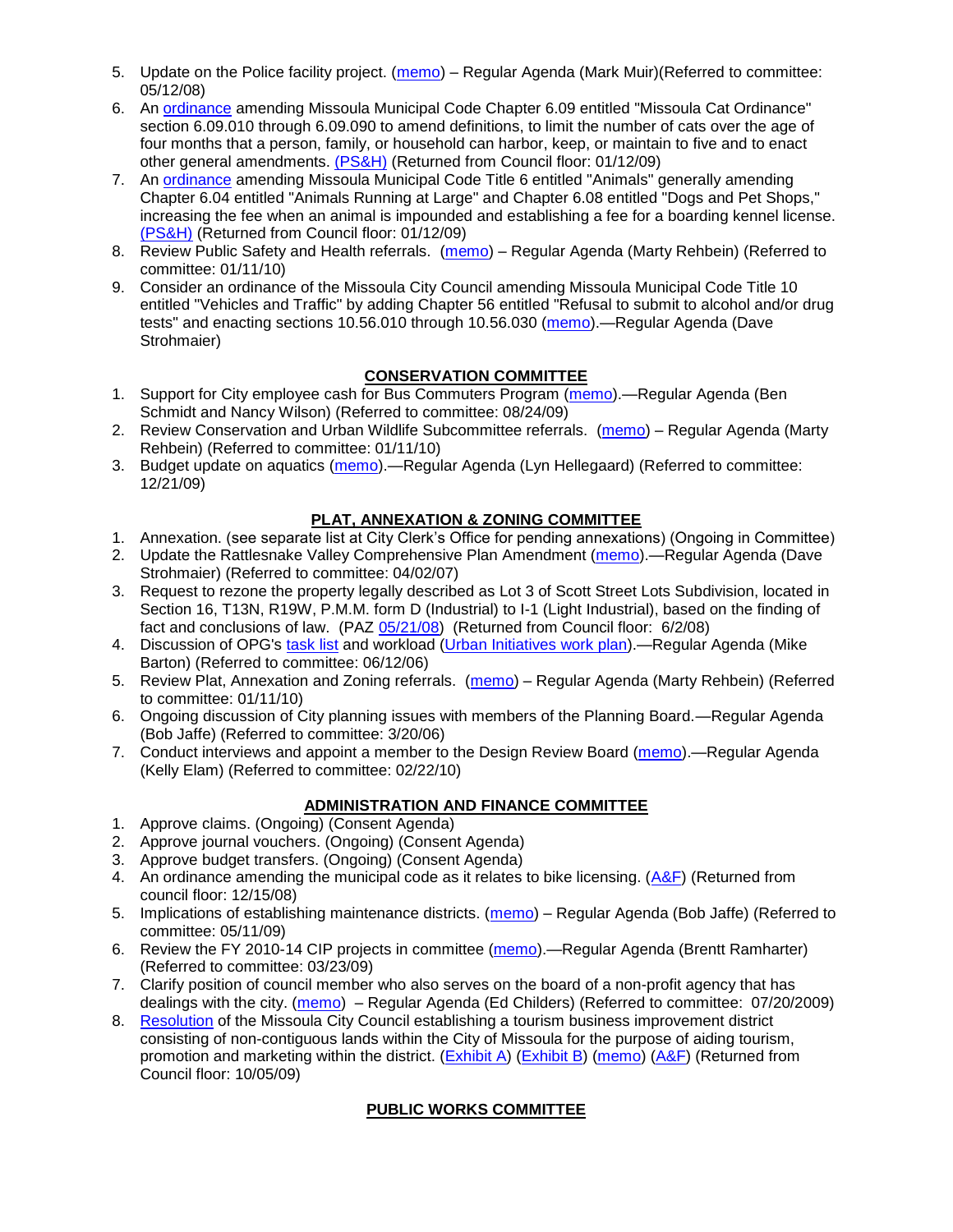5. Update on the Police facility project. (memo) – Regular Agenda (Mark Muir)(Referred to committee: 05/12/08)
6. An ordinance amending Missoula Municipal Code Chapter 6.09 entitled "Missoula Cat Ordinance" section 6.09.010 through 6.09.090 to amend definitions, to limit the number of cats over the age of four months that a person, family, or household can harbor, keep, or maintain to five and to enact other general amendments. (PS&H) (Returned from Council floor: 01/12/09)
7. An ordinance amending Missoula Municipal Code Title 6 entitled "Animals" generally amending Chapter 6.04 entitled "Animals Running at Large" and Chapter 6.08 entitled "Dogs and Pet Shops," increasing the fee when an animal is impounded and establishing a fee for a boarding kennel license. (PS&H) (Returned from Council floor: 01/12/09)
8. Review Public Safety and Health referrals. (memo) – Regular Agenda (Marty Rehbein) (Referred to committee: 01/11/10)
9. Consider an ordinance of the Missoula City Council amending Missoula Municipal Code Title 10 entitled "Vehicles and Traffic" by adding Chapter 56 entitled "Refusal to submit to alcohol and/or drug tests" and enacting sections 10.56.010 through 10.56.030 (memo).—Regular Agenda (Dave Strohmaier)

## CONSERVATION COMMITTEE

1. Support for City employee cash for Bus Commuters Program (memo).—Regular Agenda (Ben Schmidt and Nancy Wilson) (Referred to committee: 08/24/09)
2. Review Conservation and Urban Wildlife Subcommittee referrals. (memo) – Regular Agenda (Marty Rehbein) (Referred to committee: 01/11/10)
3. Budget update on aquatics (memo).—Regular Agenda (Lyn Hellegaard) (Referred to committee: 12/21/09)

## PLAT, ANNEXATION & ZONING COMMITTEE

1. Annexation. (see separate list at City Clerk's Office for pending annexations) (Ongoing in Committee)
2. Update the Rattlesnake Valley Comprehensive Plan Amendment (memo).—Regular Agenda (Dave Strohmaier) (Referred to committee: 04/02/07)
3. Request to rezone the property legally described as Lot 3 of Scott Street Lots Subdivision, located in Section 16, T13N, R19W, P.M.M. form D (Industrial) to I-1 (Light Industrial), based on the finding of fact and conclusions of law. (PAZ 05/21/08) (Returned from Council floor: 6/2/08)
4. Discussion of OPG's task list and workload (Urban Initiatives work plan).—Regular Agenda (Mike Barton) (Referred to committee: 06/12/06)
5. Review Plat, Annexation and Zoning referrals. (memo) – Regular Agenda (Marty Rehbein) (Referred to committee: 01/11/10)
6. Ongoing discussion of City planning issues with members of the Planning Board.—Regular Agenda (Bob Jaffe) (Referred to committee: 3/20/06)
7. Conduct interviews and appoint a member to the Design Review Board (memo).—Regular Agenda (Kelly Elam) (Referred to committee: 02/22/10)

## ADMINISTRATION AND FINANCE COMMITTEE

1. Approve claims. (Ongoing) (Consent Agenda)
2. Approve journal vouchers. (Ongoing) (Consent Agenda)
3. Approve budget transfers. (Ongoing) (Consent Agenda)
4. An ordinance amending the municipal code as it relates to bike licensing. (A&F) (Returned from council floor: 12/15/08)
5. Implications of establishing maintenance districts. (memo) – Regular Agenda (Bob Jaffe) (Referred to committee: 05/11/09)
6. Review the FY 2010-14 CIP projects in committee (memo).—Regular Agenda (Brentt Ramharter) (Referred to committee: 03/23/09)
7. Clarify position of council member who also serves on the board of a non-profit agency that has dealings with the city. (memo) – Regular Agenda (Ed Childers) (Referred to committee: 07/20/2009)
8. Resolution of the Missoula City Council establishing a tourism business improvement district consisting of non-contiguous lands within the City of Missoula for the purpose of aiding tourism, promotion and marketing within the district. (Exhibit A) (Exhibit B) (memo) (A&F) (Returned from Council floor: 10/05/09)

## PUBLIC WORKS COMMITTEE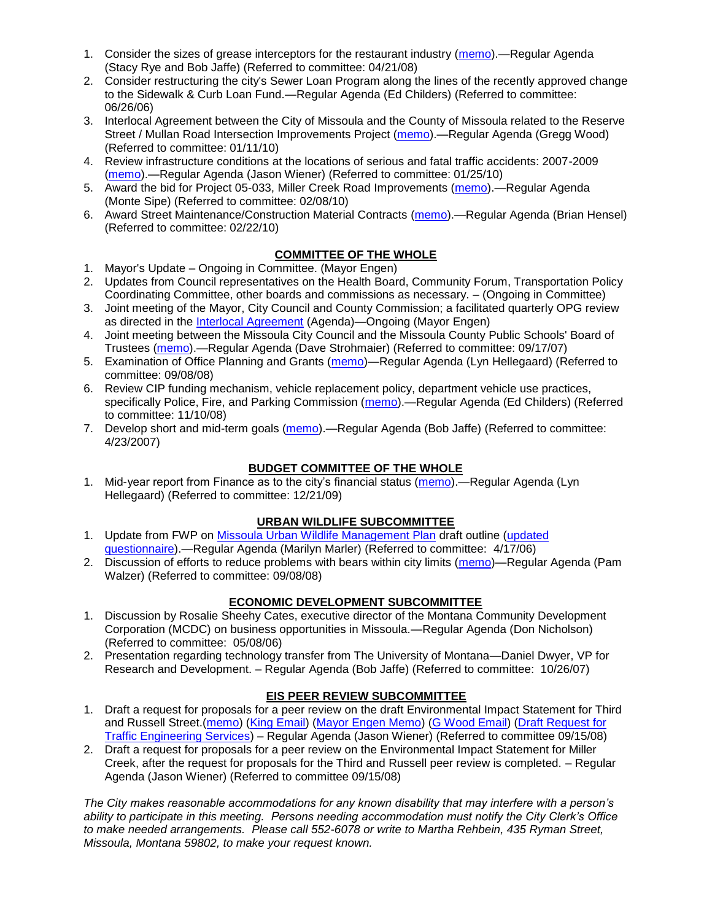1. Consider the sizes of grease interceptors for the restaurant industry (memo).—Regular Agenda (Stacy Rye and Bob Jaffe) (Referred to committee: 04/21/08)
2. Consider restructuring the city's Sewer Loan Program along the lines of the recently approved change to the Sidewalk & Curb Loan Fund.—Regular Agenda (Ed Childers) (Referred to committee: 06/26/06)
3. Interlocal Agreement between the City of Missoula and the County of Missoula related to the Reserve Street / Mullan Road Intersection Improvements Project (memo).—Regular Agenda (Gregg Wood) (Referred to committee: 01/11/10)
4. Review infrastructure conditions at the locations of serious and fatal traffic accidents: 2007-2009 (memo).—Regular Agenda (Jason Wiener) (Referred to committee: 01/25/10)
5. Award the bid for Project 05-033, Miller Creek Road Improvements (memo).—Regular Agenda (Monte Sipe) (Referred to committee: 02/08/10)
6. Award Street Maintenance/Construction Material Contracts (memo).—Regular Agenda (Brian Hensel) (Referred to committee: 02/22/10)

## COMMITTEE OF THE WHOLE

1. Mayor's Update – Ongoing in Committee. (Mayor Engen)
2. Updates from Council representatives on the Health Board, Community Forum, Transportation Policy Coordinating Committee, other boards and commissions as necessary. – (Ongoing in Committee)
3. Joint meeting of the Mayor, City Council and County Commission; a facilitated quarterly OPG review as directed in the Interlocal Agreement (Agenda)—Ongoing (Mayor Engen)
4. Joint meeting between the Missoula City Council and the Missoula County Public Schools' Board of Trustees (memo).—Regular Agenda (Dave Strohmaier) (Referred to committee: 09/17/07)
5. Examination of Office Planning and Grants (memo)—Regular Agenda (Lyn Hellegaard) (Referred to committee: 09/08/08)
6. Review CIP funding mechanism, vehicle replacement policy, department vehicle use practices, specifically Police, Fire, and Parking Commission (memo).—Regular Agenda (Ed Childers) (Referred to committee: 11/10/08)
7. Develop short and mid-term goals (memo).—Regular Agenda (Bob Jaffe) (Referred to committee: 4/23/2007)

## BUDGET COMMITTEE OF THE WHOLE

1. Mid-year report from Finance as to the city's financial status (memo).—Regular Agenda (Lyn Hellegaard) (Referred to committee: 12/21/09)

## URBAN WILDLIFE SUBCOMMITTEE

1. Update from FWP on Missoula Urban Wildlife Management Plan draft outline (updated questionnaire).—Regular Agenda (Marilyn Marler) (Referred to committee: 4/17/06)
2. Discussion of efforts to reduce problems with bears within city limits (memo)—Regular Agenda (Pam Walzer) (Referred to committee: 09/08/08)

## ECONOMIC DEVELOPMENT SUBCOMMITTEE

1. Discussion by Rosalie Sheehy Cates, executive director of the Montana Community Development Corporation (MCDC) on business opportunities in Missoula.—Regular Agenda (Don Nicholson) (Referred to committee: 05/08/06)
2. Presentation regarding technology transfer from The University of Montana—Daniel Dwyer, VP for Research and Development. – Regular Agenda (Bob Jaffe) (Referred to committee: 10/26/07)

## EIS PEER REVIEW SUBCOMMITTEE

1. Draft a request for proposals for a peer review on the draft Environmental Impact Statement for Third and Russell Street.(memo) (King Email) (Mayor Engen Memo) (G Wood Email) (Draft Request for Traffic Engineering Services) – Regular Agenda (Jason Wiener) (Referred to committee 09/15/08)
2. Draft a request for proposals for a peer review on the Environmental Impact Statement for Miller Creek, after the request for proposals for the Third and Russell peer review is completed. – Regular Agenda (Jason Wiener) (Referred to committee 09/15/08)

*The City makes reasonable accommodations for any known disability that may interfere with a person's ability to participate in this meeting. Persons needing accommodation must notify the City Clerk's Office to make needed arrangements. Please call 552-6078 or write to Martha Rehbein, 435 Ryman Street, Missoula, Montana 59802, to make your request known.*